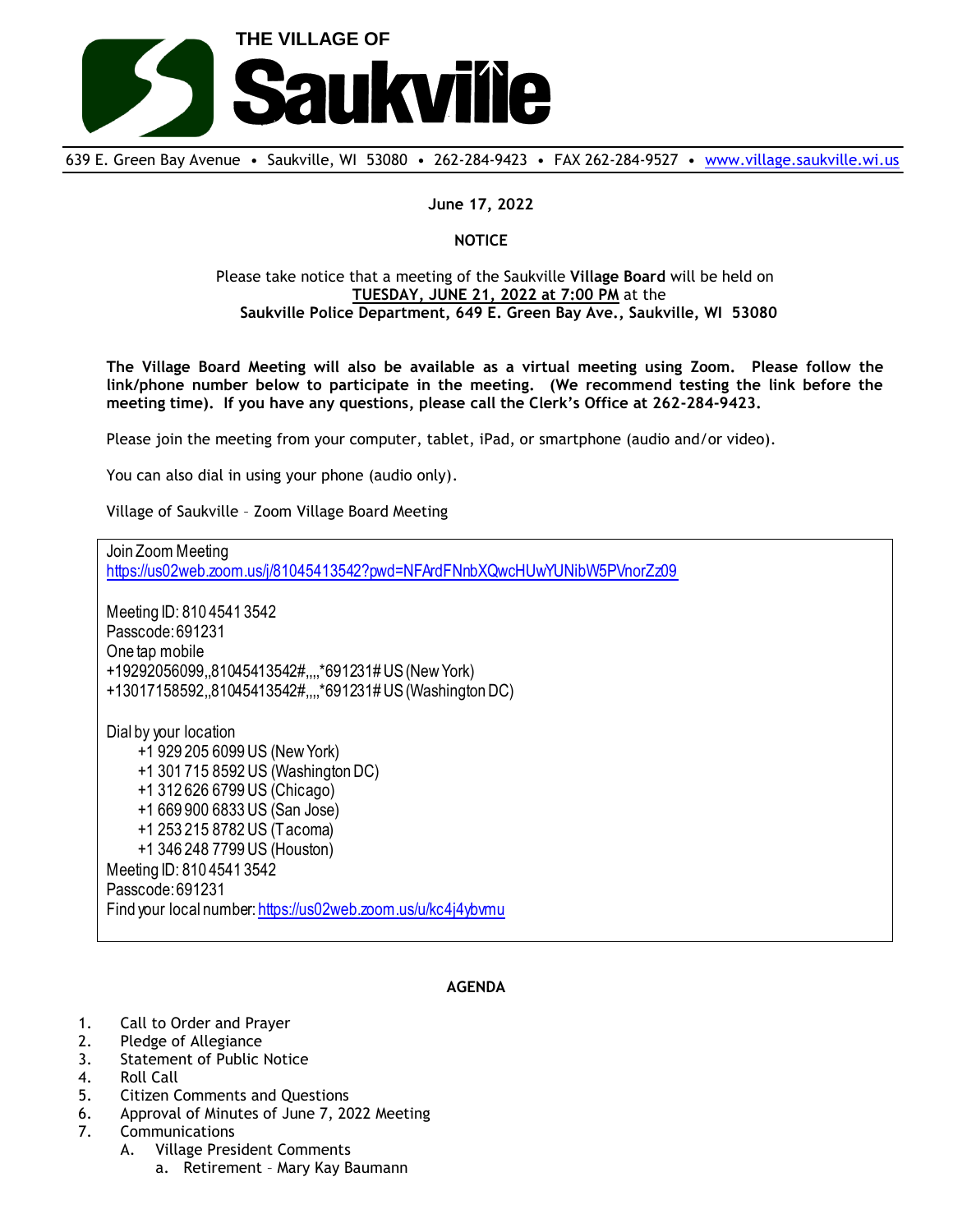# THE VILLAGE OF Saukville

639 E. Green Bay Avenue • Saukville, WI 53080 • 262-284-9423 • FAX 262-284-9527 • www.village.saukville.wi.us

**June 17, 2022**

**NOTICE**

Please take notice that a meeting of the Saukville **Village Board** will be held on **TUESDAY, JUNE 21, 2022 at 7:00 PM** at the **Saukville Police Department, 649 E. Green Bay Ave., Saukville, WI 53080**

**The Village Board Meeting will also be available as a virtual meeting using Zoom. Please follow the link/phone number below to participate in the meeting. (We recommend testing the link before the meeting time). If you have any questions, please call the Clerk's Office at 262-284-9423.**

Please join the meeting from your computer, tablet, iPad, or smartphone (audio and/or video).

You can also dial in using your phone (audio only).

Village of Saukville – Zoom Village Board Meeting

Join Zoom Meeting
https://us02web.zoom.us/j/81045413542?pwd=NFArdFNnbXQwcHUwYUNibW5PVnorZz09

Meeting ID: 810 4541 3542
Passcode: 691231
One tap mobile
+19292056099,,81045413542#,,,,*691231# US (New York)
+13017158592,,81045413542#,,,,*691231# US (Washington DC)

Dial by your location
- +1 929 205 6099 US (New York)
- +1 301 715 8592 US (Washington DC)
- +1 312 626 6799 US (Chicago)
- +1 669 900 6833 US (San Jose)
- +1 253 215 8782 US (Tacoma)
- +1 346 248 7799 US (Houston)

Meeting ID: 810 4541 3542
Passcode: 691231
Find your local number: https://us02web.zoom.us/u/kc4j4ybvmu

**AGENDA**

1. Call to Order and Prayer
2. Pledge of Allegiance
3. Statement of Public Notice
4. Roll Call
5. Citizen Comments and Questions
6. Approval of Minutes of June 7, 2022 Meeting
7. Communications
   A. Village President Comments
      a. Retirement – Mary Kay Baumann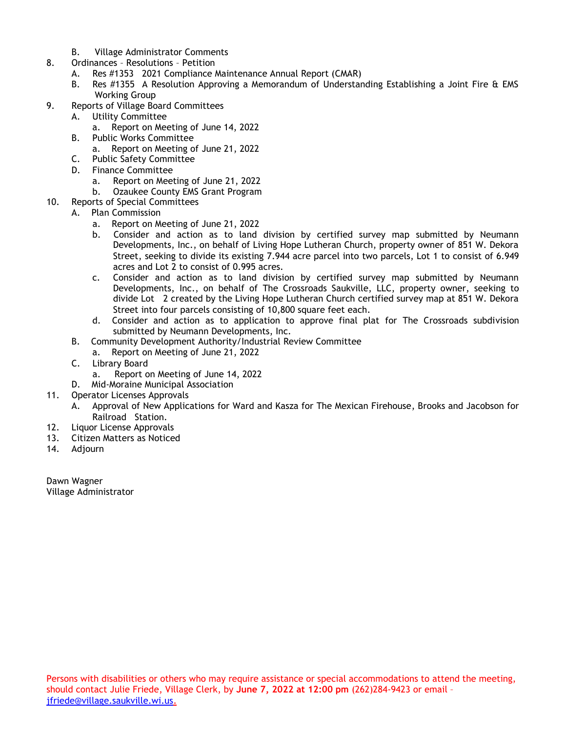B. Village Administrator Comments

8. Ordinances – Resolutions – Petition
   - A. Res #1353 2021 Compliance Maintenance Annual Report (CMAR)
   - B. Res #1355 A Resolution Approving a Memorandum of Understanding Establishing a Joint Fire & EMS Working Group
9. Reports of Village Board Committees
   - A. Utility Committee
     - a. Report on Meeting of June 14, 2022
   - B. Public Works Committee
     - a. Report on Meeting of June 21, 2022
   - C. Public Safety Committee
   - D. Finance Committee
     - a. Report on Meeting of June 21, 2022
     - b. Ozaukee County EMS Grant Program
10. Reports of Special Committees
    - A. Plan Commission
      - a. Report on Meeting of June 21, 2022
      - b. Consider and action as to land division by certified survey map submitted by Neumann Developments, Inc., on behalf of Living Hope Lutheran Church, property owner of 851 W. Dekora Street, seeking to divide its existing 7.944 acre parcel into two parcels, Lot 1 to consist of 6.949 acres and Lot 2 to consist of 0.995 acres.
      - c. Consider and action as to land division by certified survey map submitted by Neumann Developments, Inc., on behalf of The Crossroads Saukville, LLC, property owner, seeking to divide Lot 2 created by the Living Hope Lutheran Church certified survey map at 851 W. Dekora Street into four parcels consisting of 10,800 square feet each.
      - d. Consider and action as to application to approve final plat for The Crossroads subdivision submitted by Neumann Developments, Inc.
    - B. Community Development Authority/Industrial Review Committee
      - a. Report on Meeting of June 21, 2022
    - C. Library Board
      - a. Report on Meeting of June 14, 2022
    - D. Mid-Moraine Municipal Association
11. Operator Licenses Approvals
    - A. Approval of New Applications for Ward and Kasza for The Mexican Firehouse, Brooks and Jacobson for Railroad Station.
12. Liquor License Approvals
13. Citizen Matters as Noticed
14. Adjourn

Dawn Wagner
Village Administrator

Persons with disabilities or others who may require assistance or special accommodations to attend the meeting, should contact Julie Friede, Village Clerk, by **June 7, 2022 at 12:00 pm** (262)284-9423 or email – jfriede@village.saukville.wi.us.